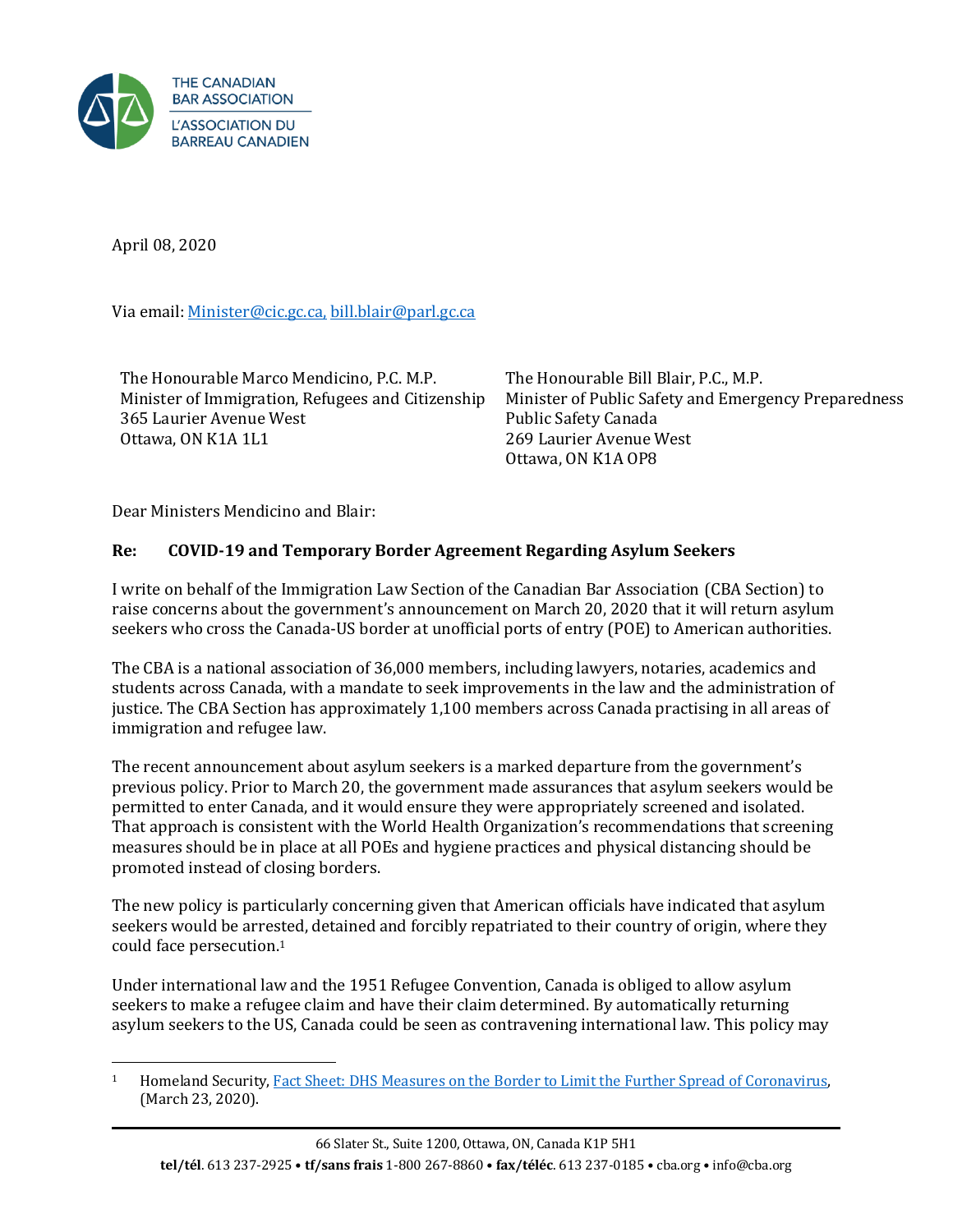THE CANADIAN BAR ASSOCIATION
L'ASSOCIATION DU BARREAU CANADIEN

April 08, 2020

Via email: Minister@cic.gc.ca, bill.blair@parl.gc.ca

The Honourable Marco Mendicino, P.C. M.P.
Minister of Immigration, Refugees and Citizenship
365 Laurier Avenue West
Ottawa, ON K1A 1L1

The Honourable Bill Blair, P.C., M.P.
Minister of Public Safety and Emergency Preparedness
Public Safety Canada
269 Laurier Avenue West
Ottawa, ON K1A OP8

Dear Ministers Mendicino and Blair:

**Re: COVID-19 and Temporary Border Agreement Regarding Asylum Seekers**

I write on behalf of the Immigration Law Section of the Canadian Bar Association (CBA Section) to raise concerns about the government's announcement on March 20, 2020 that it will return asylum seekers who cross the Canada-US border at unofficial ports of entry (POE) to American authorities.

The CBA is a national association of 36,000 members, including lawyers, notaries, academics and students across Canada, with a mandate to seek improvements in the law and the administration of justice. The CBA Section has approximately 1,100 members across Canada practising in all areas of immigration and refugee law.

The recent announcement about asylum seekers is a marked departure from the government's previous policy. Prior to March 20, the government made assurances that asylum seekers would be permitted to enter Canada, and it would ensure they were appropriately screened and isolated. That approach is consistent with the World Health Organization's recommendations that screening measures should be in place at all POEs and hygiene practices and physical distancing should be promoted instead of closing borders.

The new policy is particularly concerning given that American officials have indicated that asylum seekers would be arrested, detained and forcibly repatriated to their country of origin, where they could face persecution.[1]

Under international law and the 1951 Refugee Convention, Canada is obliged to allow asylum seekers to make a refugee claim and have their claim determined. By automatically returning asylum seekers to the US, Canada could be seen as contravening international law. This policy may

[1] Homeland Security, Fact Sheet: DHS Measures on the Border to Limit the Further Spread of Coronavirus, (March 23, 2020).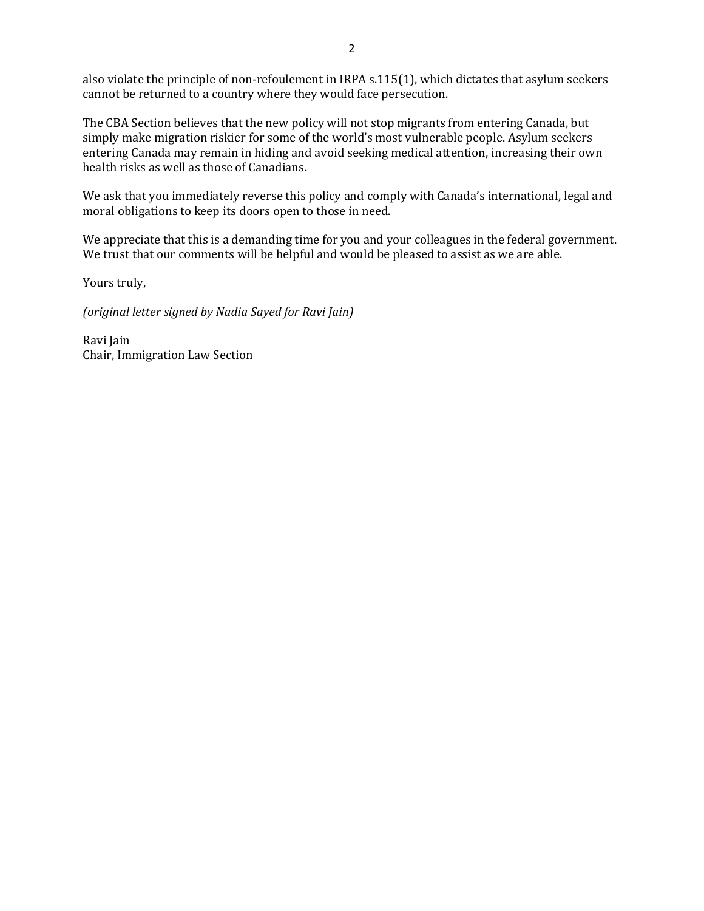also violate the principle of non-refoulement in IRPA s.115(1), which dictates that asylum seekers cannot be returned to a country where they would face persecution.

The CBA Section believes that the new policy will not stop migrants from entering Canada, but simply make migration riskier for some of the world's most vulnerable people. Asylum seekers entering Canada may remain in hiding and avoid seeking medical attention, increasing their own health risks as well as those of Canadians.

We ask that you immediately reverse this policy and comply with Canada's international, legal and moral obligations to keep its doors open to those in need.

We appreciate that this is a demanding time for you and your colleagues in the federal government. We trust that our comments will be helpful and would be pleased to assist as we are able.

Yours truly,

*(original letter signed by Nadia Sayed for Ravi Jain)*

Ravi Jain
Chair, Immigration Law Section